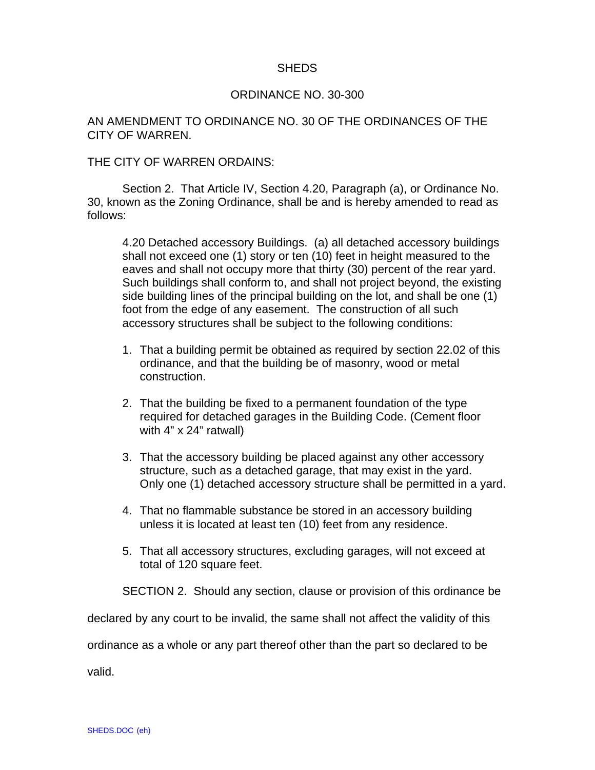# SHEDS

## ORDINANCE NO. 30-300

AN AMENDMENT TO ORDINANCE NO. 30 OF THE ORDINANCES OF THE CITY OF WARREN.

THE CITY OF WARREN ORDAINS:

Section 2. That Article IV, Section 4.20, Paragraph (a), or Ordinance No. 30, known as the Zoning Ordinance, shall be and is hereby amended to read as follows:

> 4.20 Detached accessory Buildings. (a) all detached accessory buildings shall not exceed one (1) story or ten (10) feet in height measured to the eaves and shall not occupy more that thirty (30) percent of the rear yard. Such buildings shall conform to, and shall not project beyond, the existing side building lines of the principal building on the lot, and shall be one (1) foot from the edge of any easement. The construction of all such accessory structures shall be subject to the following conditions:
>
> 1. That a building permit be obtained as required by section 22.02 of this ordinance, and that the building be of masonry, wood or metal construction.
>
> 2. That the building be fixed to a permanent foundation of the type required for detached garages in the Building Code. (Cement floor with 4" x 24" ratwall)
>
> 3. That the accessory building be placed against any other accessory structure, such as a detached garage, that may exist in the yard. Only one (1) detached accessory structure shall be permitted in a yard.
>
> 4. That no flammable substance be stored in an accessory building unless it is located at least ten (10) feet from any residence.
>
> 5. That all accessory structures, excluding garages, will not exceed at total of 120 square feet.

SECTION 2. Should any section, clause or provision of this ordinance be declared by any court to be invalid, the same shall not affect the validity of this ordinance as a whole or any part thereof other than the part so declared to be valid.

SHEDS.DOC (eh)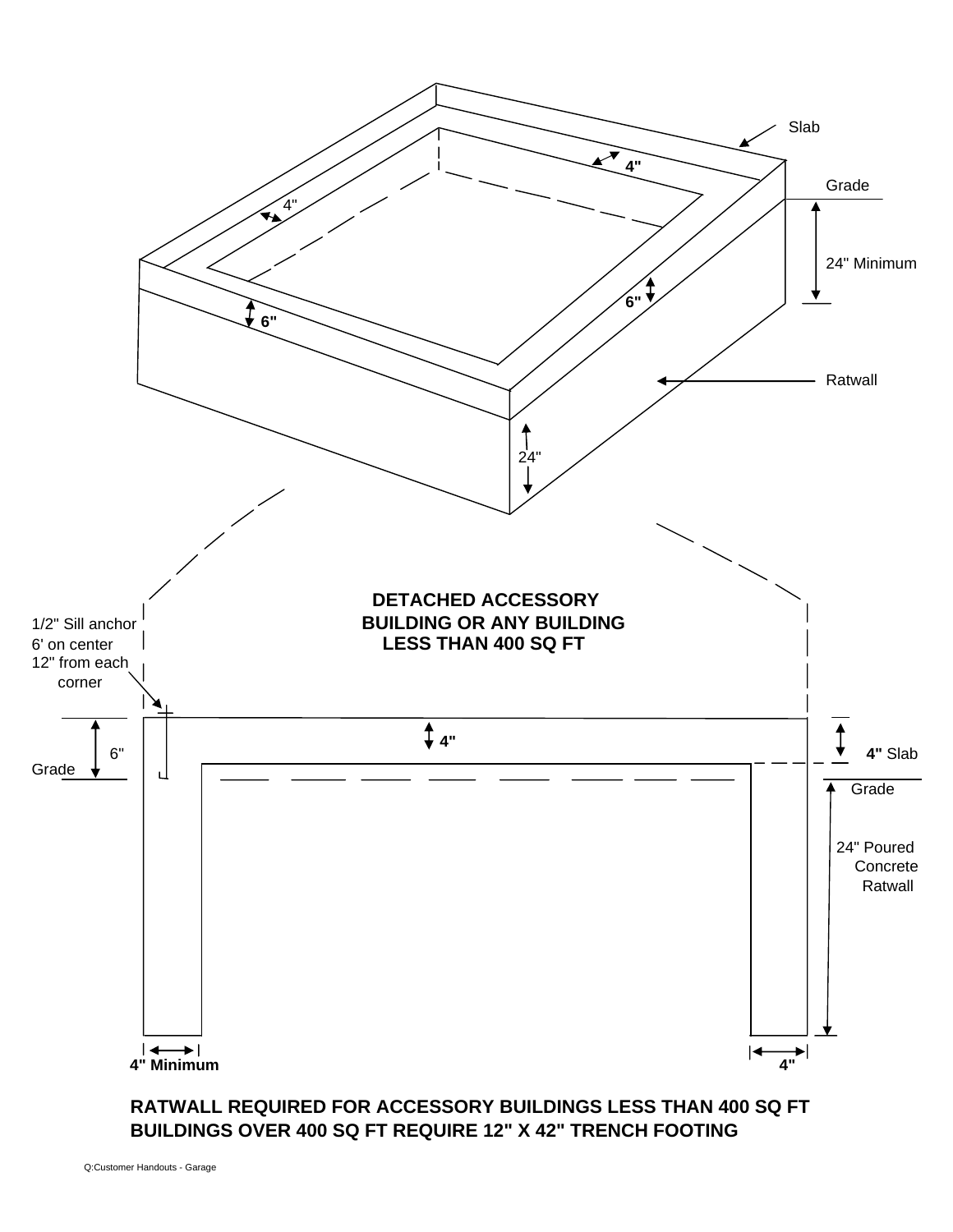Slab

4"

Grade

4"

24" Minimum

6"

6"

Ratwall

24"

**DETACHED ACCESSORY BUILDING OR ANY BUILDING LESS THAN 400 SQ FT**

1/2" Sill anchor
6' on center
12" from each corner

6"

Grade

4"

4" Slab

Grade

24" Poured Concrete Ratwall

4" Minimum

4"

**RATWALL REQUIRED FOR ACCESSORY BUILDINGS LESS THAN 400 SQ FT**
**BUILDINGS OVER 400 SQ FT REQUIRE 12" X 42" TRENCH FOOTING**

Q:Customer Handouts - Garage